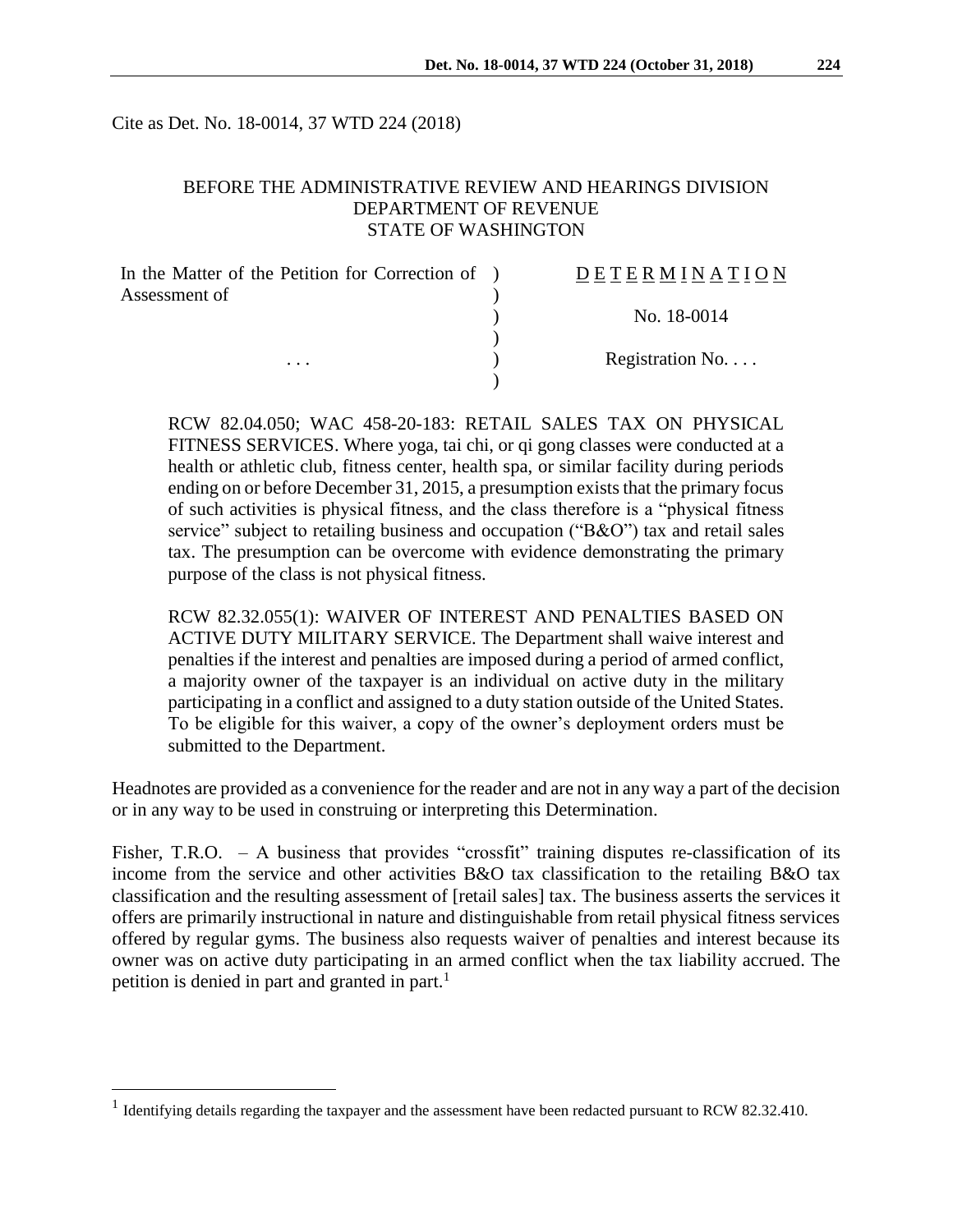Cite as Det. No. 18-0014, 37 WTD 224 (2018)

BEFORE THE ADMINISTRATIVE REVIEW AND HEARINGS DIVISION
DEPARTMENT OF REVENUE
STATE OF WASHINGTON

| | |
|---|---|
| In the Matter of the Petition for Correction of Assessment of | DETERMINATION |
| | No. 18-0014 |
| . . . | Registration No. . . . |

RCW 82.04.050; WAC 458-20-183: RETAIL SALES TAX ON PHYSICAL FITNESS SERVICES. Where yoga, tai chi, or qi gong classes were conducted at a health or athletic club, fitness center, health spa, or similar facility during periods ending on or before December 31, 2015, a presumption exists that the primary focus of such activities is physical fitness, and the class therefore is a "physical fitness service" subject to retailing business and occupation ("B&O") tax and retail sales tax. The presumption can be overcome with evidence demonstrating the primary purpose of the class is not physical fitness.

RCW 82.32.055(1): WAIVER OF INTEREST AND PENALTIES BASED ON ACTIVE DUTY MILITARY SERVICE. The Department shall waive interest and penalties if the interest and penalties are imposed during a period of armed conflict, a majority owner of the taxpayer is an individual on active duty in the military participating in a conflict and assigned to a duty station outside of the United States. To be eligible for this waiver, a copy of the owner's deployment orders must be submitted to the Department.

Headnotes are provided as a convenience for the reader and are not in any way a part of the decision or in any way to be used in construing or interpreting this Determination.

Fisher, T.R.O. – A business that provides "crossfit" training disputes re-classification of its income from the service and other activities B&O tax classification to the retailing B&O tax classification and the resulting assessment of [retail sales] tax. The business asserts the services it offers are primarily instructional in nature and distinguishable from retail physical fitness services offered by regular gyms. The business also requests waiver of penalties and interest because its owner was on active duty participating in an armed conflict when the tax liability accrued. The petition is denied in part and granted in part.[1]

[1] Identifying details regarding the taxpayer and the assessment have been redacted pursuant to RCW 82.32.410.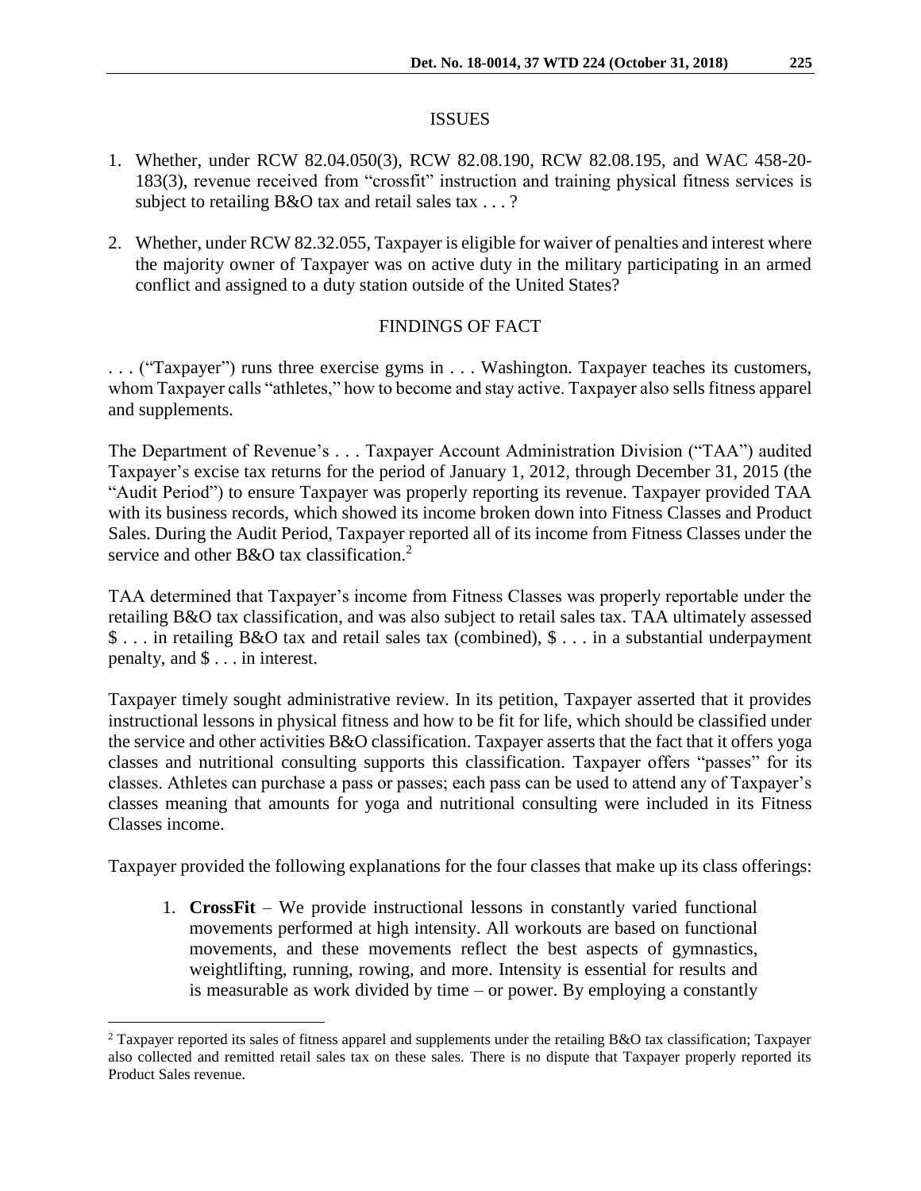## ISSUES

1. Whether, under RCW 82.04.050(3), RCW 82.08.190, RCW 82.08.195, and WAC 458-20-183(3), revenue received from "crossfit" instruction and training physical fitness services is subject to retailing B&O tax and retail sales tax . . . ?

2. Whether, under RCW 82.32.055, Taxpayer is eligible for waiver of penalties and interest where the majority owner of Taxpayer was on active duty in the military participating in an armed conflict and assigned to a duty station outside of the United States?

## FINDINGS OF FACT

. . . ("Taxpayer") runs three exercise gyms in . . . Washington. Taxpayer teaches its customers, whom Taxpayer calls "athletes," how to become and stay active. Taxpayer also sells fitness apparel and supplements.

The Department of Revenue's . . . Taxpayer Account Administration Division ("TAA") audited Taxpayer's excise tax returns for the period of January 1, 2012, through December 31, 2015 (the "Audit Period") to ensure Taxpayer was properly reporting its revenue. Taxpayer provided TAA with its business records, which showed its income broken down into Fitness Classes and Product Sales. During the Audit Period, Taxpayer reported all of its income from Fitness Classes under the service and other B&O tax classification.[2]

TAA determined that Taxpayer's income from Fitness Classes was properly reportable under the retailing B&O tax classification, and was also subject to retail sales tax. TAA ultimately assessed $ . . . in retailing B&O tax and retail sales tax (combined), $ . . . in a substantial underpayment penalty, and $ . . . in interest.

Taxpayer timely sought administrative review. In its petition, Taxpayer asserted that it provides instructional lessons in physical fitness and how to be fit for life, which should be classified under the service and other activities B&O classification. Taxpayer asserts that the fact that it offers yoga classes and nutritional consulting supports this classification. Taxpayer offers "passes" for its classes. Athletes can purchase a pass or passes; each pass can be used to attend any of Taxpayer's classes meaning that amounts for yoga and nutritional consulting were included in its Fitness Classes income.

Taxpayer provided the following explanations for the four classes that make up its class offerings:

1. **CrossFit** – We provide instructional lessons in constantly varied functional movements performed at high intensity. All workouts are based on functional movements, and these movements reflect the best aspects of gymnastics, weightlifting, running, rowing, and more. Intensity is essential for results and is measurable as work divided by time – or power. By employing a constantly

---

[2] Taxpayer reported its sales of fitness apparel and supplements under the retailing B&O tax classification; Taxpayer also collected and remitted retail sales tax on these sales. There is no dispute that Taxpayer properly reported its Product Sales revenue.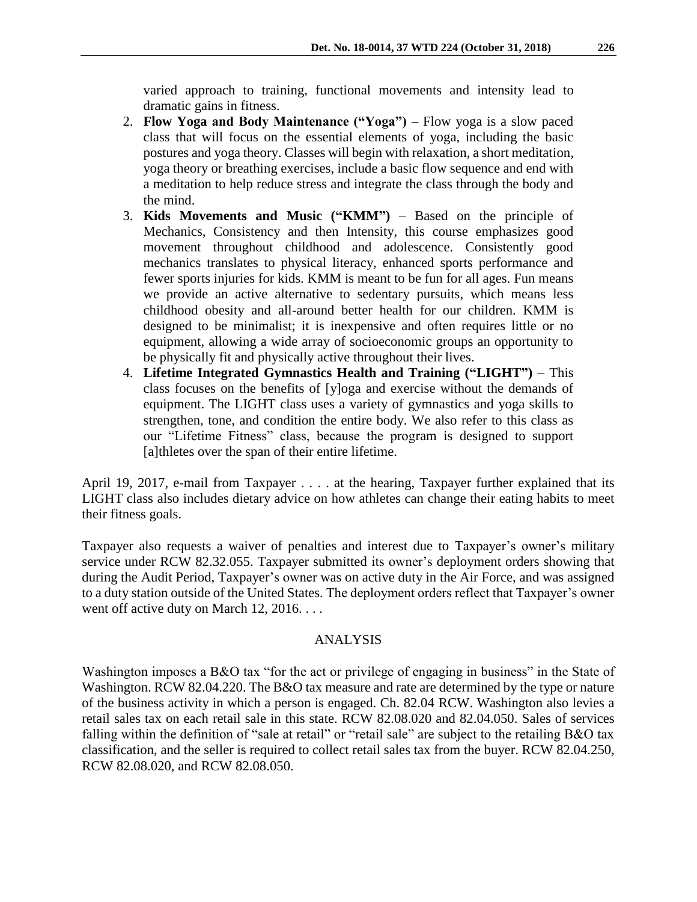varied approach to training, functional movements and intensity lead to dramatic gains in fitness.

2. **Flow Yoga and Body Maintenance ("Yoga")** – Flow yoga is a slow paced class that will focus on the essential elements of yoga, including the basic postures and yoga theory. Classes will begin with relaxation, a short meditation, yoga theory or breathing exercises, include a basic flow sequence and end with a meditation to help reduce stress and integrate the class through the body and the mind.
3. **Kids Movements and Music ("KMM")** – Based on the principle of Mechanics, Consistency and then Intensity, this course emphasizes good movement throughout childhood and adolescence. Consistently good mechanics translates to physical literacy, enhanced sports performance and fewer sports injuries for kids. KMM is meant to be fun for all ages. Fun means we provide an active alternative to sedentary pursuits, which means less childhood obesity and all-around better health for our children. KMM is designed to be minimalist; it is inexpensive and often requires little or no equipment, allowing a wide array of socioeconomic groups an opportunity to be physically fit and physically active throughout their lives.
4. **Lifetime Integrated Gymnastics Health and Training ("LIGHT")** – This class focuses on the benefits of [y]oga and exercise without the demands of equipment. The LIGHT class uses a variety of gymnastics and yoga skills to strengthen, tone, and condition the entire body. We also refer to this class as our "Lifetime Fitness" class, because the program is designed to support [a]thletes over the span of their entire lifetime.

April 19, 2017, e-mail from Taxpayer . . . . at the hearing, Taxpayer further explained that its LIGHT class also includes dietary advice on how athletes can change their eating habits to meet their fitness goals.

Taxpayer also requests a waiver of penalties and interest due to Taxpayer's owner's military service under RCW 82.32.055. Taxpayer submitted its owner's deployment orders showing that during the Audit Period, Taxpayer's owner was on active duty in the Air Force, and was assigned to a duty station outside of the United States. The deployment orders reflect that Taxpayer's owner went off active duty on March 12, 2016. . . .

## ANALYSIS

Washington imposes a B&O tax "for the act or privilege of engaging in business" in the State of Washington. RCW 82.04.220. The B&O tax measure and rate are determined by the type or nature of the business activity in which a person is engaged. Ch. 82.04 RCW. Washington also levies a retail sales tax on each retail sale in this state. RCW 82.08.020 and 82.04.050. Sales of services falling within the definition of "sale at retail" or "retail sale" are subject to the retailing B&O tax classification, and the seller is required to collect retail sales tax from the buyer. RCW 82.04.250, RCW 82.08.020, and RCW 82.08.050.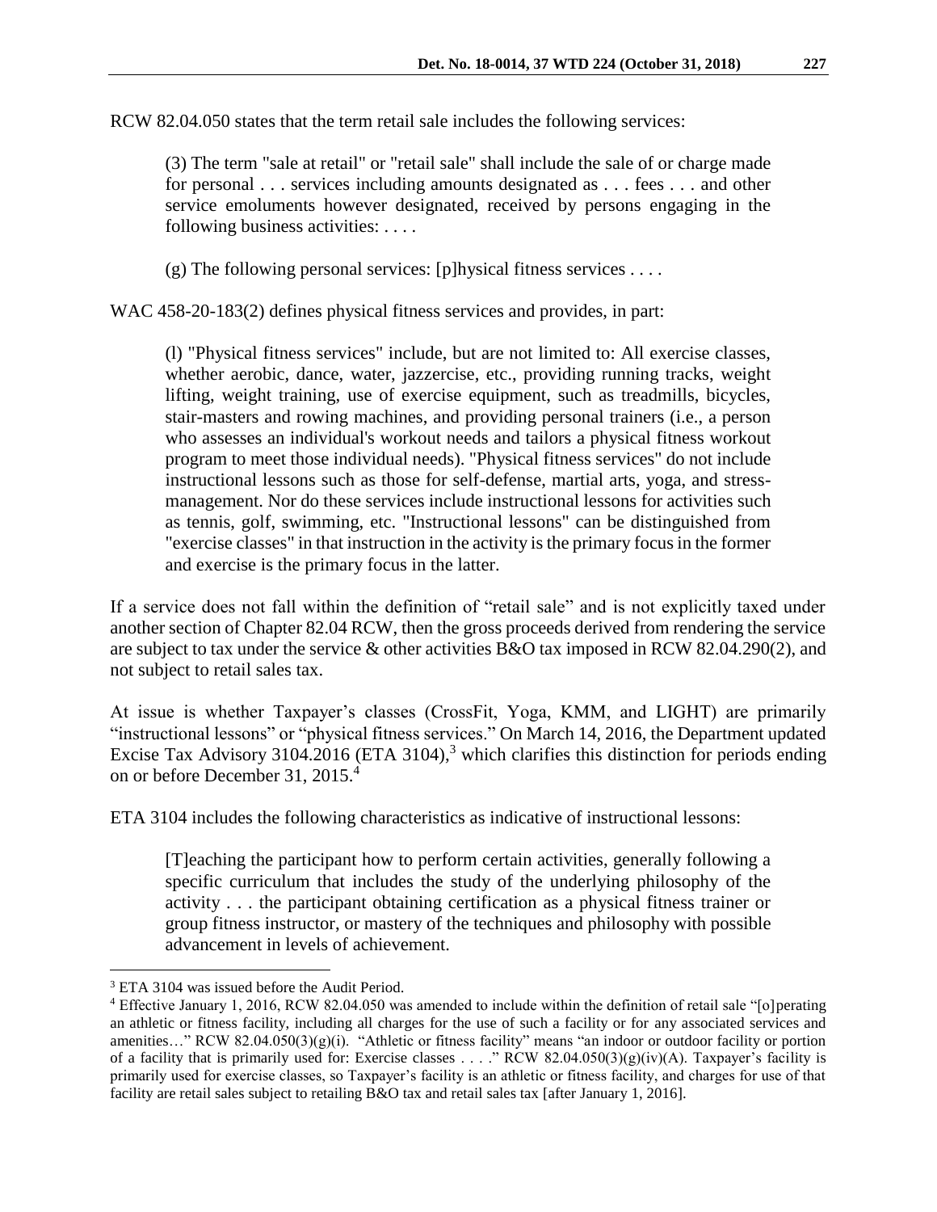RCW 82.04.050 states that the term retail sale includes the following services:

> (3) The term "sale at retail" or "retail sale" shall include the sale of or charge made for personal . . . services including amounts designated as . . . fees . . . and other service emoluments however designated, received by persons engaging in the following business activities: . . . .
>
> (g) The following personal services: [p]hysical fitness services . . . .

WAC 458-20-183(2) defines physical fitness services and provides, in part:

> (l) "Physical fitness services" include, but are not limited to: All exercise classes, whether aerobic, dance, water, jazzercise, etc., providing running tracks, weight lifting, weight training, use of exercise equipment, such as treadmills, bicycles, stair-masters and rowing machines, and providing personal trainers (i.e., a person who assesses an individual's workout needs and tailors a physical fitness workout program to meet those individual needs). "Physical fitness services" do not include instructional lessons such as those for self-defense, martial arts, yoga, and stress-management. Nor do these services include instructional lessons for activities such as tennis, golf, swimming, etc. "Instructional lessons" can be distinguished from "exercise classes" in that instruction in the activity is the primary focus in the former and exercise is the primary focus in the latter.

If a service does not fall within the definition of "retail sale" and is not explicitly taxed under another section of Chapter 82.04 RCW, then the gross proceeds derived from rendering the service are subject to tax under the service & other activities B&O tax imposed in RCW 82.04.290(2), and not subject to retail sales tax.

At issue is whether Taxpayer's classes (CrossFit, Yoga, KMM, and LIGHT) are primarily "instructional lessons" or "physical fitness services." On March 14, 2016, the Department updated Excise Tax Advisory 3104.2016 (ETA 3104),[3] which clarifies this distinction for periods ending on or before December 31, 2015.[4]

ETA 3104 includes the following characteristics as indicative of instructional lessons:

> [T]eaching the participant how to perform certain activities, generally following a specific curriculum that includes the study of the underlying philosophy of the activity . . . the participant obtaining certification as a physical fitness trainer or group fitness instructor, or mastery of the techniques and philosophy with possible advancement in levels of achievement.

---

[3] ETA 3104 was issued before the Audit Period.

[4] Effective January 1, 2016, RCW 82.04.050 was amended to include within the definition of retail sale "[o]perating an athletic or fitness facility, including all charges for the use of such a facility or for any associated services and amenities…" RCW 82.04.050(3)(g)(i). "Athletic or fitness facility" means "an indoor or outdoor facility or portion of a facility that is primarily used for: Exercise classes . . . ." RCW 82.04.050(3)(g)(iv)(A). Taxpayer's facility is primarily used for exercise classes, so Taxpayer's facility is an athletic or fitness facility, and charges for use of that facility are retail sales subject to retailing B&O tax and retail sales tax [after January 1, 2016].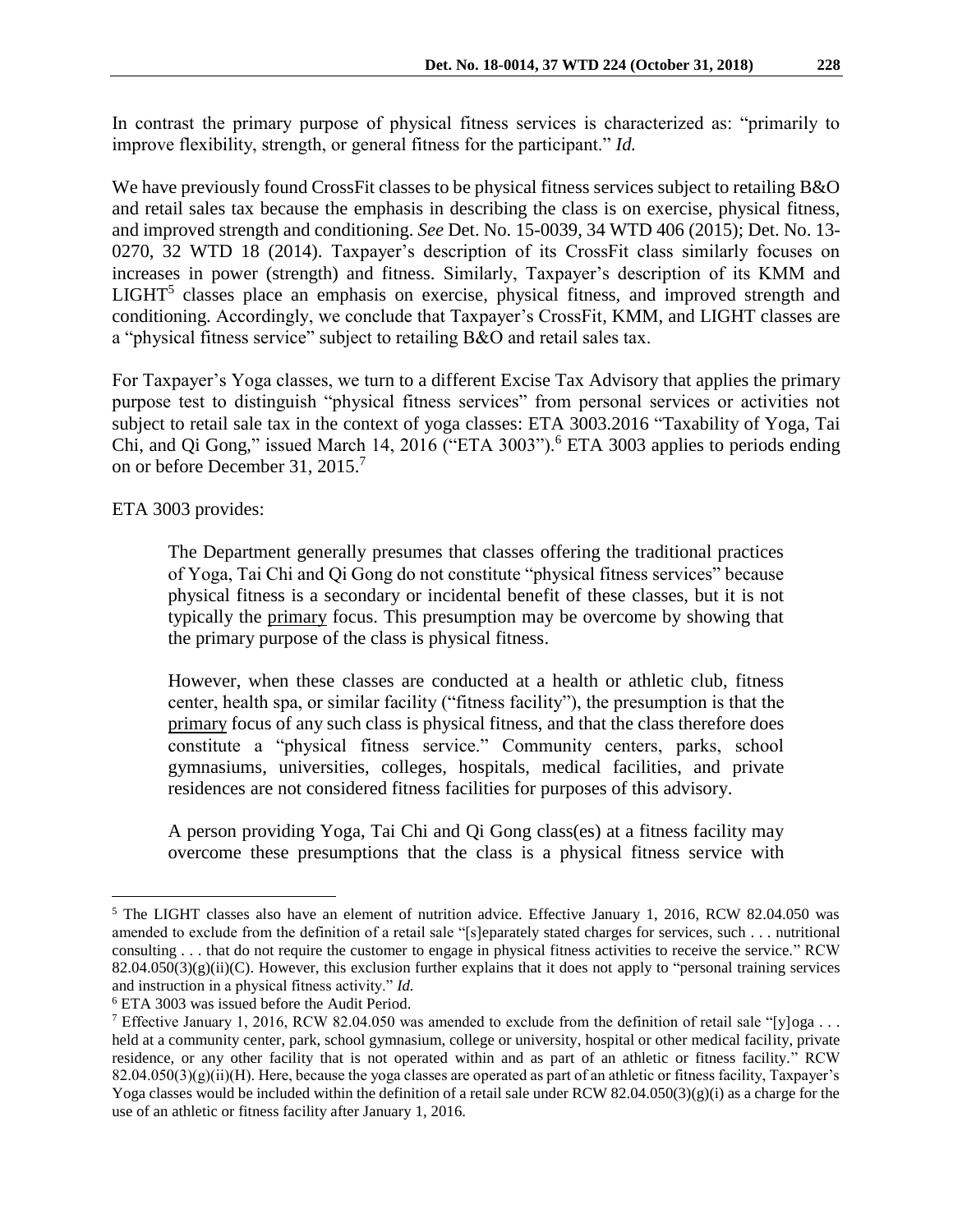In contrast the primary purpose of physical fitness services is characterized as: "primarily to improve flexibility, strength, or general fitness for the participant." *Id.*

We have previously found CrossFit classes to be physical fitness services subject to retailing B&O and retail sales tax because the emphasis in describing the class is on exercise, physical fitness, and improved strength and conditioning. *See* Det. No. 15-0039, 34 WTD 406 (2015); Det. No. 13-0270, 32 WTD 18 (2014). Taxpayer's description of its CrossFit class similarly focuses on increases in power (strength) and fitness. Similarly, Taxpayer's description of its KMM and LIGHT[5] classes place an emphasis on exercise, physical fitness, and improved strength and conditioning. Accordingly, we conclude that Taxpayer's CrossFit, KMM, and LIGHT classes are a "physical fitness service" subject to retailing B&O and retail sales tax.

For Taxpayer's Yoga classes, we turn to a different Excise Tax Advisory that applies the primary purpose test to distinguish "physical fitness services" from personal services or activities not subject to retail sale tax in the context of yoga classes: ETA 3003.2016 "Taxability of Yoga, Tai Chi, and Qi Gong," issued March 14, 2016 ("ETA 3003").[6] ETA 3003 applies to periods ending on or before December 31, 2015.[7]

ETA 3003 provides:

> The Department generally presumes that classes offering the traditional practices of Yoga, Tai Chi and Qi Gong do not constitute "physical fitness services" because physical fitness is a secondary or incidental benefit of these classes, but it is not typically the <u>primary</u> focus. This presumption may be overcome by showing that the primary purpose of the class is physical fitness.
>
> However, when these classes are conducted at a health or athletic club, fitness center, health spa, or similar facility ("fitness facility"), the presumption is that the <u>primary</u> focus of any such class is physical fitness, and that the class therefore does constitute a "physical fitness service." Community centers, parks, school gymnasiums, universities, colleges, hospitals, medical facilities, and private residences are not considered fitness facilities for purposes of this advisory.
>
> A person providing Yoga, Tai Chi and Qi Gong class(es) at a fitness facility may overcome these presumptions that the class is a physical fitness service with

---

[5] The LIGHT classes also have an element of nutrition advice. Effective January 1, 2016, RCW 82.04.050 was amended to exclude from the definition of a retail sale "[s]eparately stated charges for services, such . . . nutritional consulting . . . that do not require the customer to engage in physical fitness activities to receive the service." RCW 82.04.050(3)(g)(ii)(C). However, this exclusion further explains that it does not apply to "personal training services and instruction in a physical fitness activity." *Id.*

[6] ETA 3003 was issued before the Audit Period.

[7] Effective January 1, 2016, RCW 82.04.050 was amended to exclude from the definition of retail sale "[y]oga . . . held at a community center, park, school gymnasium, college or university, hospital or other medical facility, private residence, or any other facility that is not operated within and as part of an athletic or fitness facility." RCW 82.04.050(3)(g)(ii)(H). Here, because the yoga classes are operated as part of an athletic or fitness facility, Taxpayer's Yoga classes would be included within the definition of a retail sale under RCW 82.04.050(3)(g)(i) as a charge for the use of an athletic or fitness facility after January 1, 2016.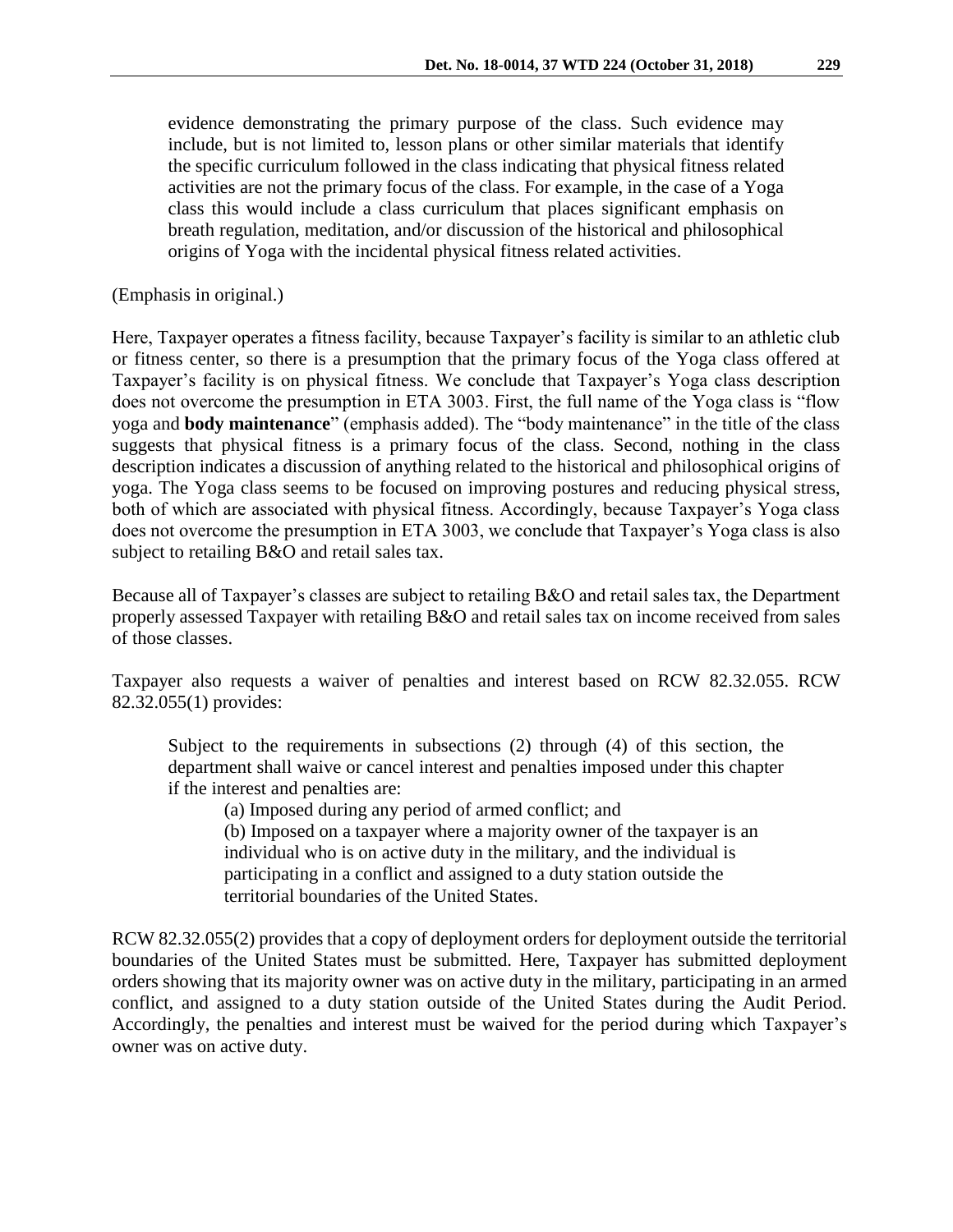> evidence demonstrating the primary purpose of the class. Such evidence may include, but is not limited to, lesson plans or other similar materials that identify the specific curriculum followed in the class indicating that physical fitness related activities are not the primary focus of the class. For example, in the case of a Yoga class this would include a class curriculum that places significant emphasis on breath regulation, meditation, and/or discussion of the historical and philosophical origins of Yoga with the incidental physical fitness related activities.

(Emphasis in original.)

Here, Taxpayer operates a fitness facility, because Taxpayer's facility is similar to an athletic club or fitness center, so there is a presumption that the primary focus of the Yoga class offered at Taxpayer's facility is on physical fitness. We conclude that Taxpayer's Yoga class description does not overcome the presumption in ETA 3003. First, the full name of the Yoga class is "flow yoga and **body maintenance**" (emphasis added). The "body maintenance" in the title of the class suggests that physical fitness is a primary focus of the class. Second, nothing in the class description indicates a discussion of anything related to the historical and philosophical origins of yoga. The Yoga class seems to be focused on improving postures and reducing physical stress, both of which are associated with physical fitness. Accordingly, because Taxpayer's Yoga class does not overcome the presumption in ETA 3003, we conclude that Taxpayer's Yoga class is also subject to retailing B&O and retail sales tax.

Because all of Taxpayer's classes are subject to retailing B&O and retail sales tax, the Department properly assessed Taxpayer with retailing B&O and retail sales tax on income received from sales of those classes.

Taxpayer also requests a waiver of penalties and interest based on RCW 82.32.055. RCW 82.32.055(1) provides:

> Subject to the requirements in subsections (2) through (4) of this section, the department shall waive or cancel interest and penalties imposed under this chapter if the interest and penalties are:
>
> (a) Imposed during any period of armed conflict; and
>
> (b) Imposed on a taxpayer where a majority owner of the taxpayer is an individual who is on active duty in the military, and the individual is participating in a conflict and assigned to a duty station outside the territorial boundaries of the United States.

RCW 82.32.055(2) provides that a copy of deployment orders for deployment outside the territorial boundaries of the United States must be submitted. Here, Taxpayer has submitted deployment orders showing that its majority owner was on active duty in the military, participating in an armed conflict, and assigned to a duty station outside of the United States during the Audit Period. Accordingly, the penalties and interest must be waived for the period during which Taxpayer's owner was on active duty.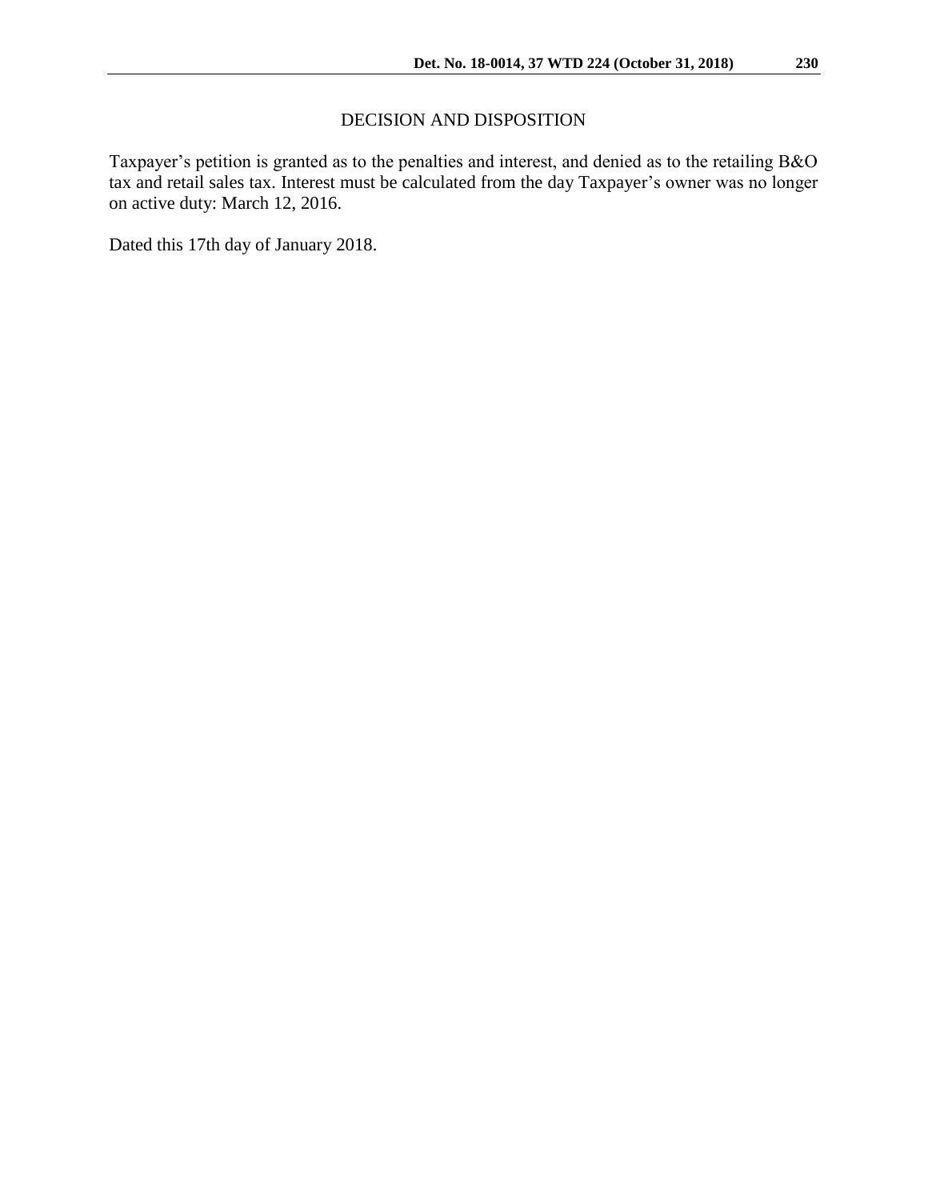## DECISION AND DISPOSITION

Taxpayer's petition is granted as to the penalties and interest, and denied as to the retailing B&O tax and retail sales tax. Interest must be calculated from the day Taxpayer's owner was no longer on active duty: March 12, 2016.

Dated this 17th day of January 2018.